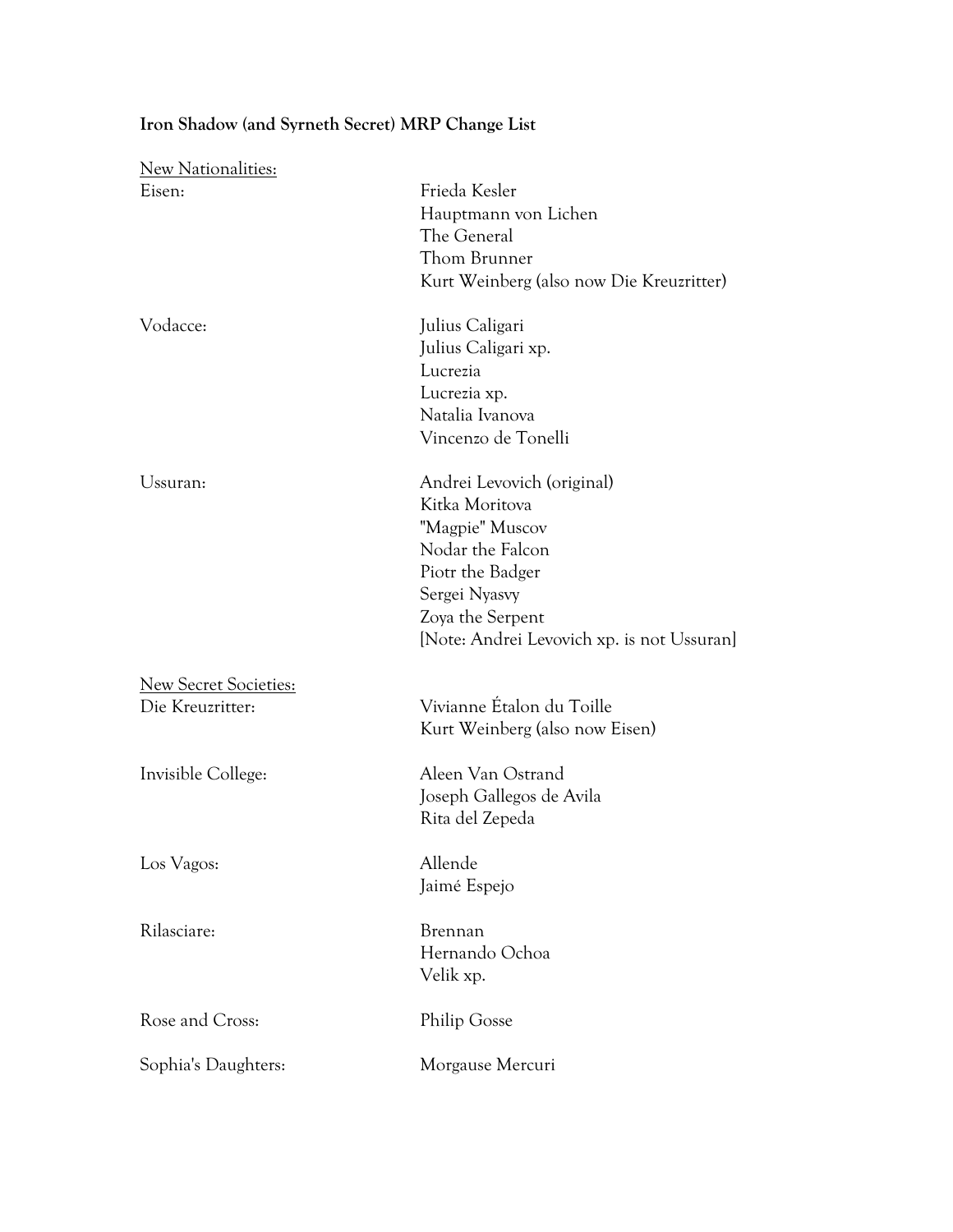**Iron Shadow (and Syrneth Secret) MRP Change List**

New Nationalities:

| | |
|---|---|
| Eisen: | Frieda Kesler |
| | Hauptmann von Lichen |
| | The General |
| | Thom Brunner |
| | Kurt Weinberg (also now Die Kreuzritter) |
| Vodacce: | Julius Caligari |
| | Julius Caligari xp. |
| | Lucrezia |
| | Lucrezia xp. |
| | Natalia Ivanova |
| | Vincenzo de Tonelli |
| Ussuran: | Andrei Levovich (original) |
| | Kitka Moritova |
| | "Magpie" Muscov |
| | Nodar the Falcon |
| | Piotr the Badger |
| | Sergei Nyasvy |
| | Zoya the Serpent |
| | [Note: Andrei Levovich xp. is not Ussuran] |

New Secret Societies:

| | |
|---|---|
| Die Kreuzritter: | Vivianne Étalon du Toille |
| | Kurt Weinberg (also now Eisen) |
| Invisible College: | Aleen Van Ostrand |
| | Joseph Gallegos de Avila |
| | Rita del Zepeda |
| Los Vagos: | Allende |
| | Jaimé Espejo |
| Rilasciare: | Brennan |
| | Hernando Ochoa |
| | Velik xp. |
| Rose and Cross: | Philip Gosse |
| Sophia's Daughters: | Morgause Mercuri |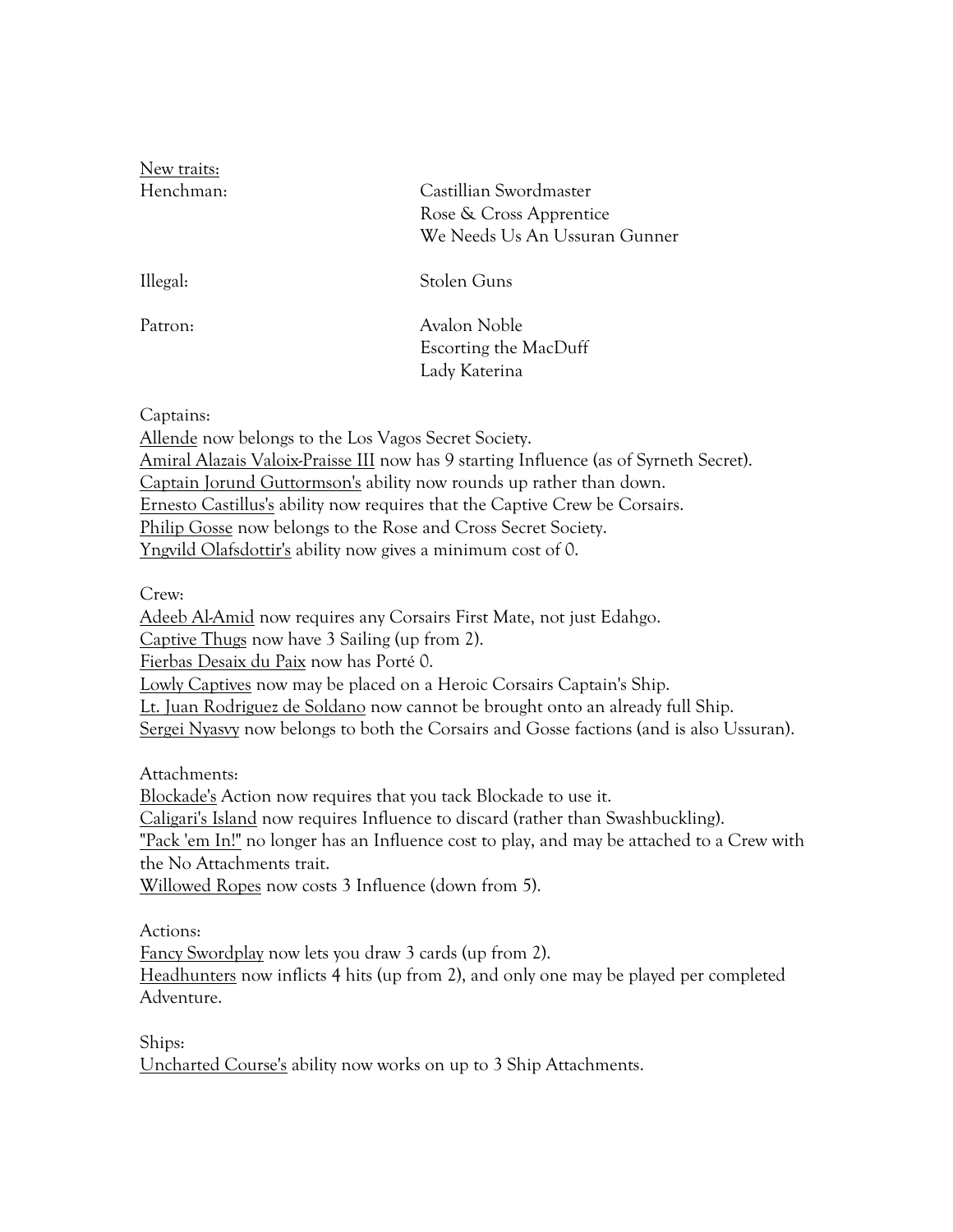New traits:

| | |
|---|---|
| Henchman: | Castillian Swordmaster<br>Rose & Cross Apprentice<br>We Needs Us An Ussuran Gunner |
| Illegal: | Stolen Guns |
| Patron: | Avalon Noble<br>Escorting the MacDuff<br>Lady Katerina |

Captains:

Allende now belongs to the Los Vagos Secret Society.
Amiral Alazais Valoix-Praisse III now has 9 starting Influence (as of Syrneth Secret).
Captain Jorund Guttormson's ability now rounds up rather than down.
Ernesto Castillus's ability now requires that the Captive Crew be Corsairs.
Philip Gosse now belongs to the Rose and Cross Secret Society.
Yngvild Olafsdottir's ability now gives a minimum cost of 0.

Crew:

Adeeb Al-Amid now requires any Corsairs First Mate, not just Edahgo.
Captive Thugs now have 3 Sailing (up from 2).
Fierbas Desaix du Paix now has Porté 0.
Lowly Captives now may be placed on a Heroic Corsairs Captain's Ship.
Lt. Juan Rodriguez de Soldano now cannot be brought onto an already full Ship.
Sergei Nyasvy now belongs to both the Corsairs and Gosse factions (and is also Ussuran).

Attachments:

Blockade's Action now requires that you tack Blockade to use it.
Caligari's Island now requires Influence to discard (rather than Swashbuckling).
"Pack 'em In!" no longer has an Influence cost to play, and may be attached to a Crew with the No Attachments trait.
Willowed Ropes now costs 3 Influence (down from 5).

Actions:

Fancy Swordplay now lets you draw 3 cards (up from 2).
Headhunters now inflicts 4 hits (up from 2), and only one may be played per completed Adventure.

Ships:

Uncharted Course's ability now works on up to 3 Ship Attachments.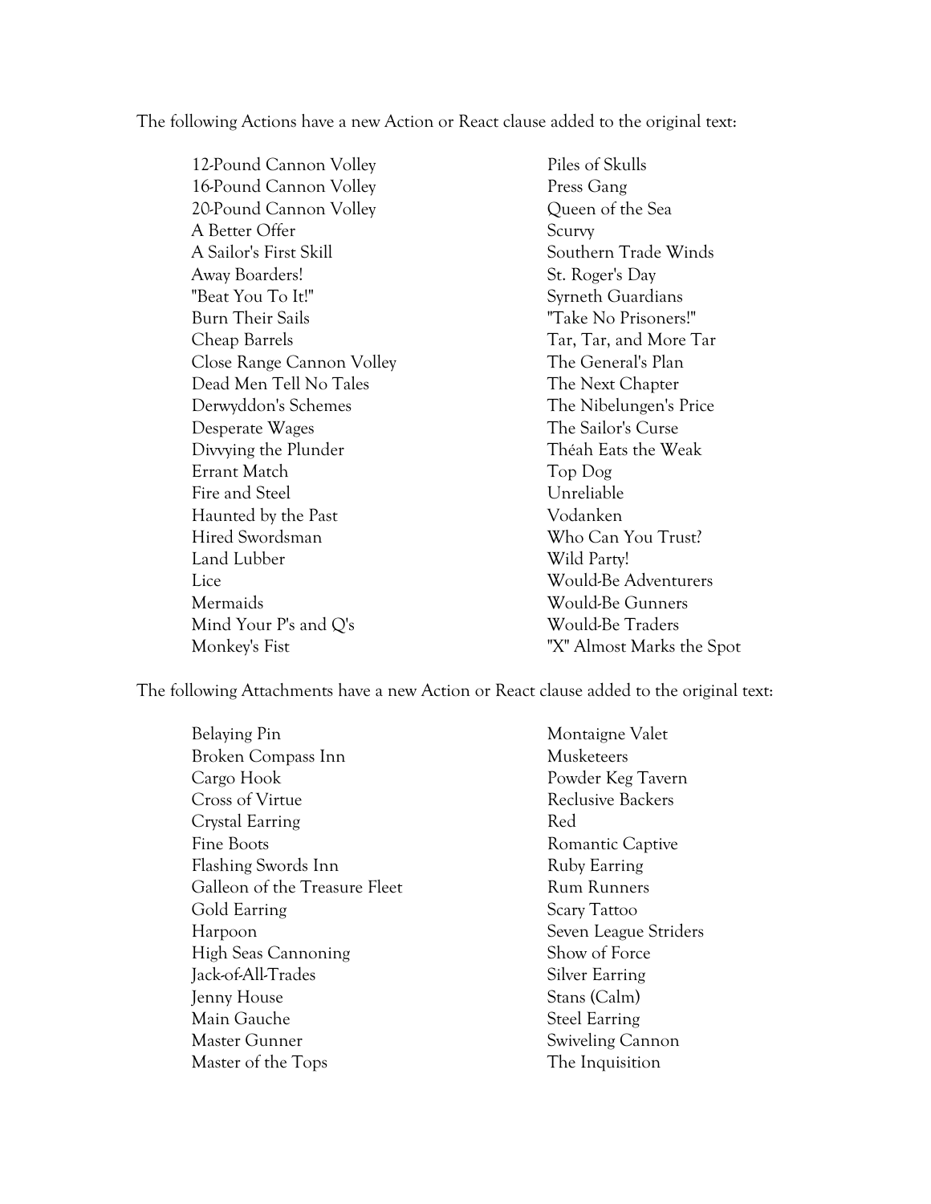The following Actions have a new Action or React clause added to the original text:

- 12-Pound Cannon Volley
- 16-Pound Cannon Volley
- 20-Pound Cannon Volley
- A Better Offer
- A Sailor's First Skill
- Away Boarders!
- "Beat You To It!"
- Burn Their Sails
- Cheap Barrels
- Close Range Cannon Volley
- Dead Men Tell No Tales
- Derwyddon's Schemes
- Desperate Wages
- Divvying the Plunder
- Errant Match
- Fire and Steel
- Haunted by the Past
- Hired Swordsman
- Land Lubber
- Lice
- Mermaids
- Mind Your P's and Q's
- Monkey's Fist
- Piles of Skulls
- Press Gang
- Queen of the Sea
- Scurvy
- Southern Trade Winds
- St. Roger's Day
- Syrneth Guardians
- "Take No Prisoners!"
- Tar, Tar, and More Tar
- The General's Plan
- The Next Chapter
- The Nibelungen's Price
- The Sailor's Curse
- Théah Eats the Weak
- Top Dog
- Unreliable
- Vodanken
- Who Can You Trust?
- Wild Party!
- Would-Be Adventurers
- Would-Be Gunners
- Would-Be Traders
- "X" Almost Marks the Spot

The following Attachments have a new Action or React clause added to the original text:

- Belaying Pin
- Broken Compass Inn
- Cargo Hook
- Cross of Virtue
- Crystal Earring
- Fine Boots
- Flashing Swords Inn
- Galleon of the Treasure Fleet
- Gold Earring
- Harpoon
- High Seas Cannoning
- Jack-of-All-Trades
- Jenny House
- Main Gauche
- Master Gunner
- Master of the Tops
- Montaigne Valet
- Musketeers
- Powder Keg Tavern
- Reclusive Backers
- Red
- Romantic Captive
- Ruby Earring
- Rum Runners
- Scary Tattoo
- Seven League Striders
- Show of Force
- Silver Earring
- Stans (Calm)
- Steel Earring
- Swiveling Cannon
- The Inquisition